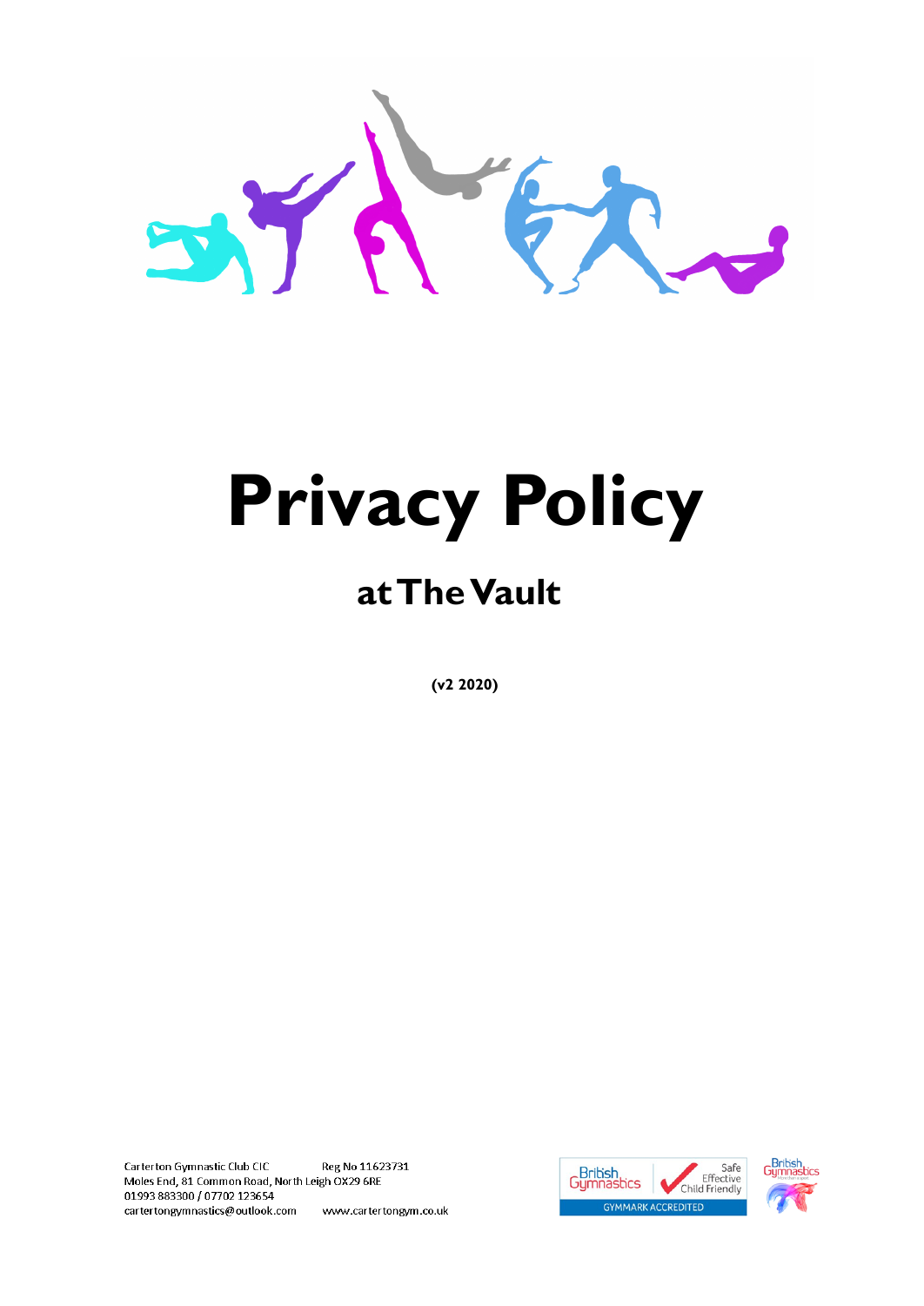# Privacy Policy

## at The Vault

**(v2 2020)**

Carterton Gymnastic Club CIC Reg No 11623731
Moles End, 81 Common Road, North Leigh OX29 6RE
01993 883300 / 07702 123654
cartertongymnastics@outlook.com www.cartertongym.co.uk

British Gymnastics Safe Effective Child Friendly GYMMARK ACCREDITED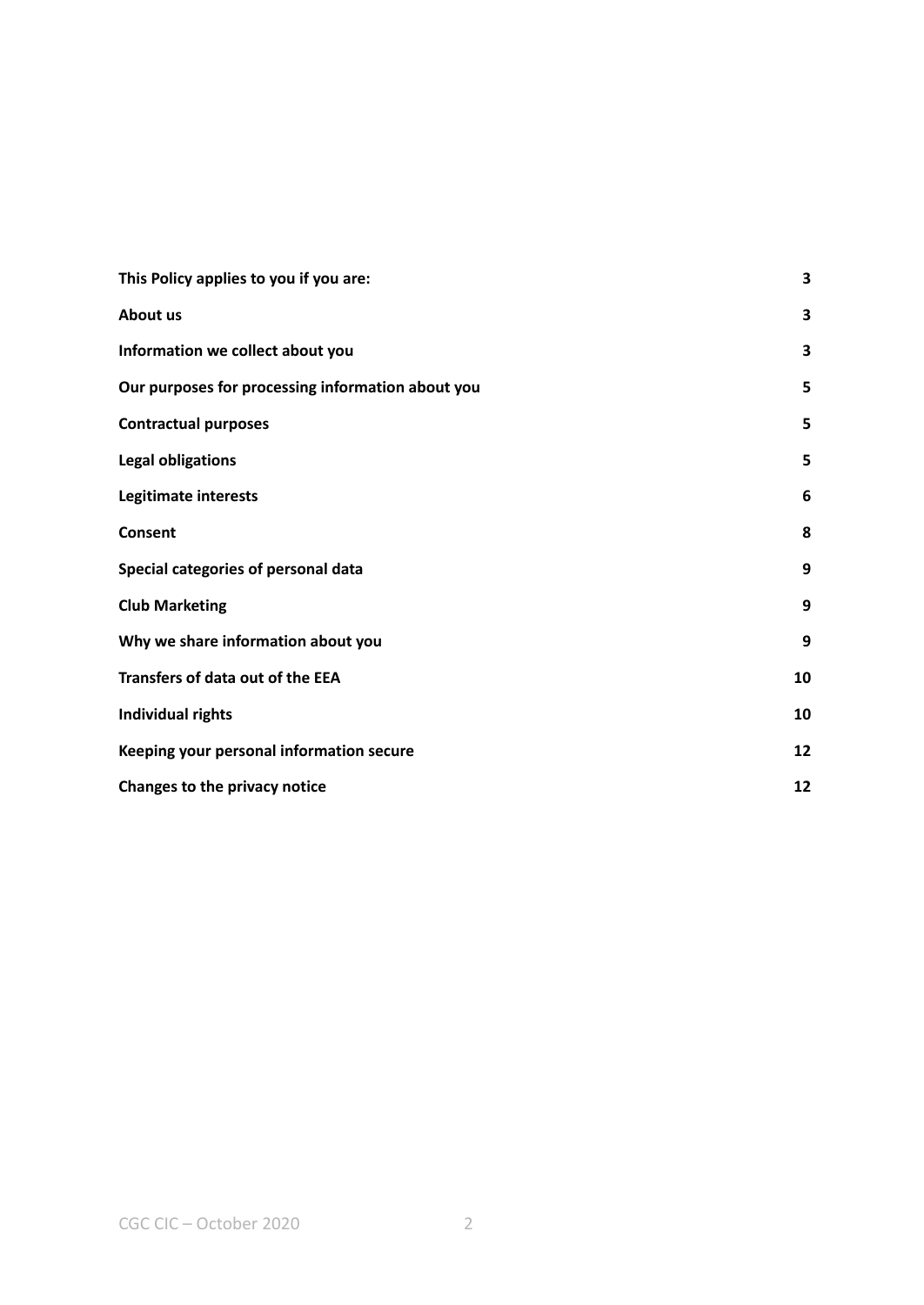| | |
|---|---|
| **This Policy applies to you if you are:** | **3** |
| **About us** | **3** |
| **Information we collect about you** | **3** |
| **Our purposes for processing information about you** | **5** |
| **Contractual purposes** | **5** |
| **Legal obligations** | **5** |
| **Legitimate interests** | **6** |
| **Consent** | **8** |
| **Special categories of personal data** | **9** |
| **Club Marketing** | **9** |
| **Why we share information about you** | **9** |
| **Transfers of data out of the EEA** | **10** |
| **Individual rights** | **10** |
| **Keeping your personal information secure** | **12** |
| **Changes to the privacy notice** | **12** |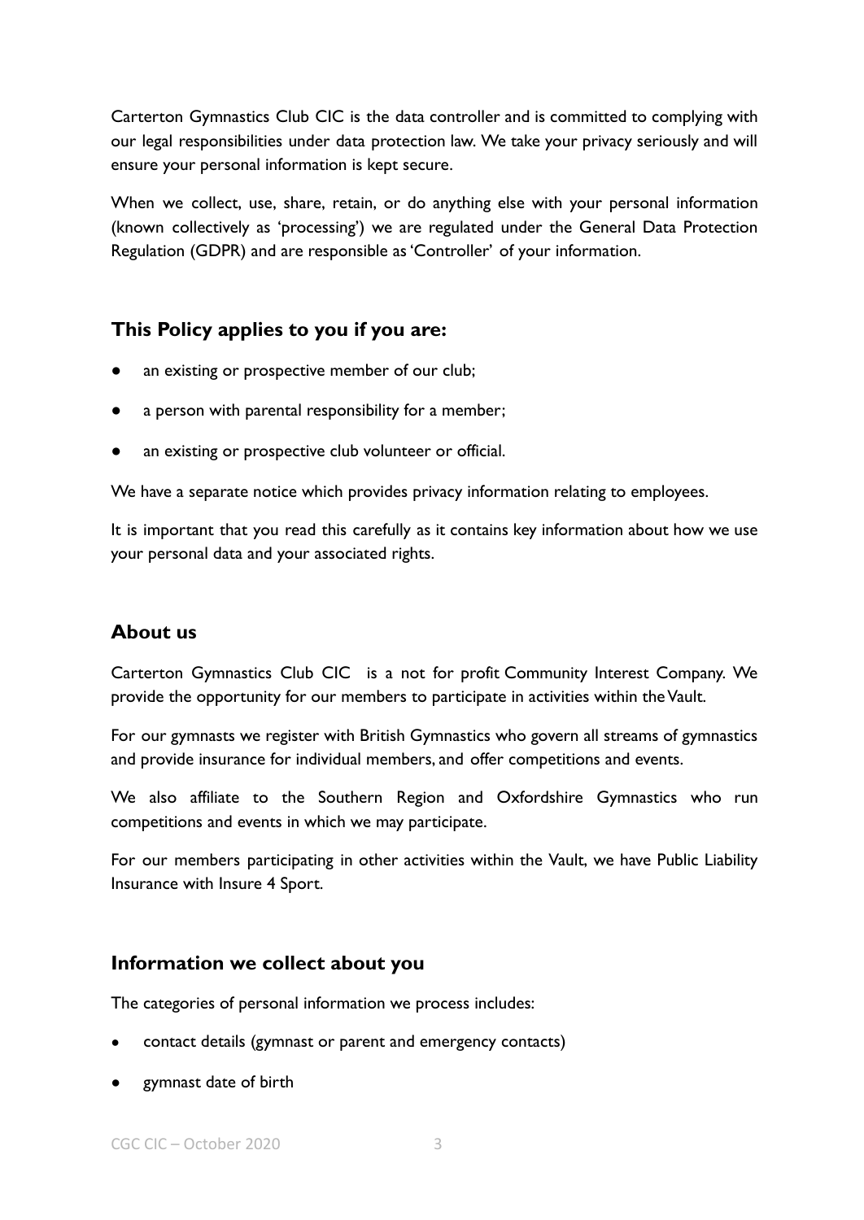Carterton Gymnastics Club CIC is the data controller and is committed to complying with our legal responsibilities under data protection law. We take your privacy seriously and will ensure your personal information is kept secure.

When we collect, use, share, retain, or do anything else with your personal information (known collectively as 'processing') we are regulated under the General Data Protection Regulation (GDPR) and are responsible as 'Controller' of your information.

## This Policy applies to you if you are:

- an existing or prospective member of our club;
- a person with parental responsibility for a member;
- an existing or prospective club volunteer or official.

We have a separate notice which provides privacy information relating to employees.

It is important that you read this carefully as it contains key information about how we use your personal data and your associated rights.

## About us

Carterton Gymnastics Club CIC is a not for profit Community Interest Company. We provide the opportunity for our members to participate in activities within the Vault.

For our gymnasts we register with British Gymnastics who govern all streams of gymnastics and provide insurance for individual members, and offer competitions and events.

We also affiliate to the Southern Region and Oxfordshire Gymnastics who run competitions and events in which we may participate.

For our members participating in other activities within the Vault, we have Public Liability Insurance with Insure 4 Sport.

## Information we collect about you

The categories of personal information we process includes:

- contact details (gymnast or parent and emergency contacts)
- gymnast date of birth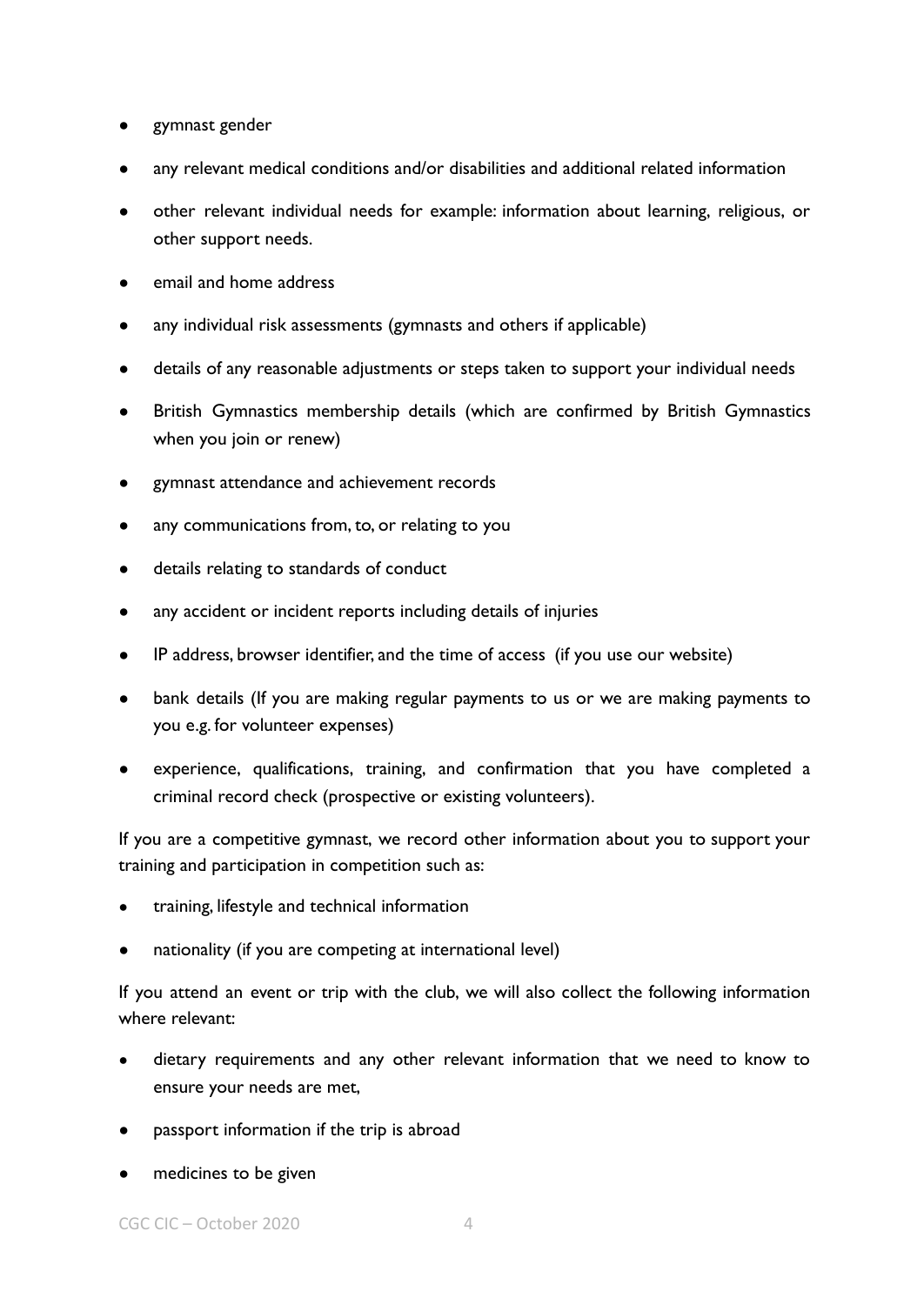- gymnast gender
- any relevant medical conditions and/or disabilities and additional related information
- other relevant individual needs for example: information about learning, religious, or other support needs.
- email and home address
- any individual risk assessments (gymnasts and others if applicable)
- details of any reasonable adjustments or steps taken to support your individual needs
- British Gymnastics membership details (which are confirmed by British Gymnastics when you join or renew)
- gymnast attendance and achievement records
- any communications from, to, or relating to you
- details relating to standards of conduct
- any accident or incident reports including details of injuries
- IP address, browser identifier, and the time of access (if you use our website)
- bank details (If you are making regular payments to us or we are making payments to you e.g. for volunteer expenses)
- experience, qualifications, training, and confirmation that you have completed a criminal record check (prospective or existing volunteers).

If you are a competitive gymnast, we record other information about you to support your training and participation in competition such as:

- training, lifestyle and technical information
- nationality (if you are competing at international level)

If you attend an event or trip with the club, we will also collect the following information where relevant:

- dietary requirements and any other relevant information that we need to know to ensure your needs are met,
- passport information if the trip is abroad
- medicines to be given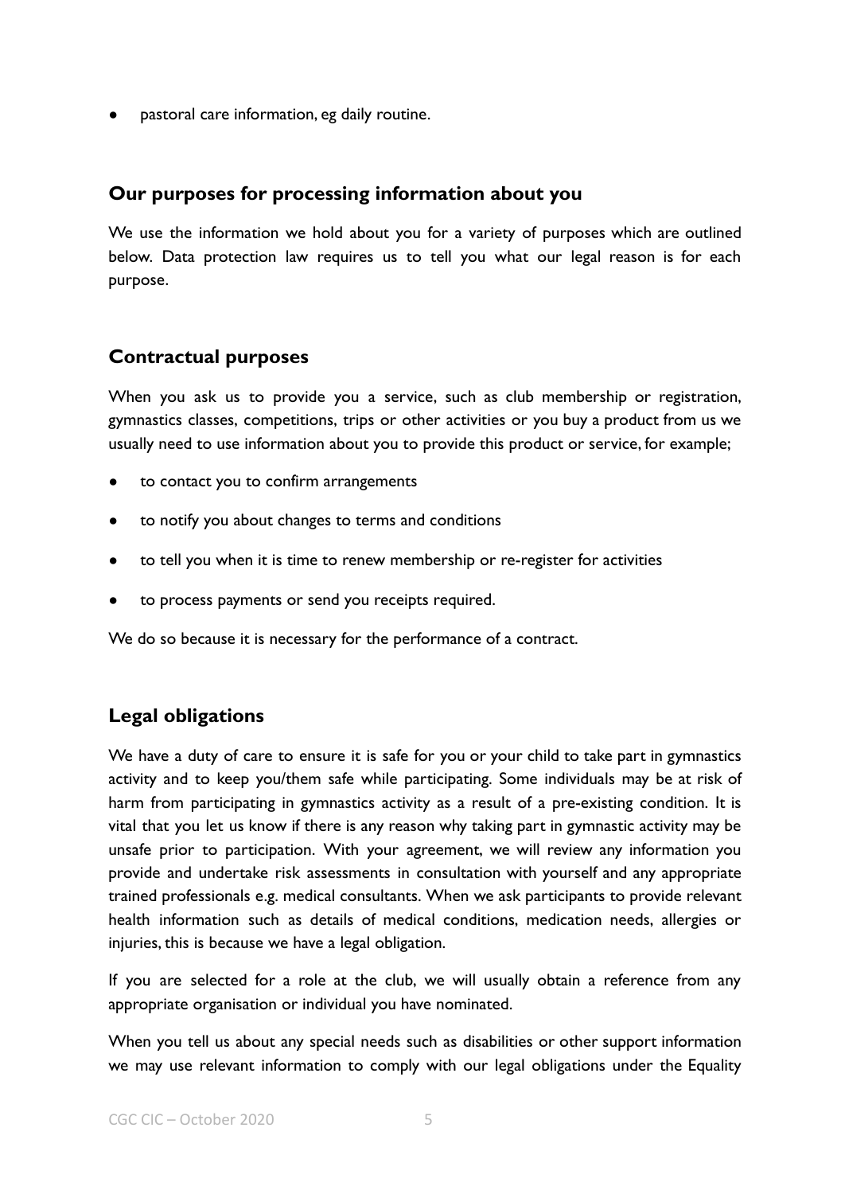- pastoral care information, eg daily routine.

## Our purposes for processing information about you

We use the information we hold about you for a variety of purposes which are outlined below. Data protection law requires us to tell you what our legal reason is for each purpose.

## Contractual purposes

When you ask us to provide you a service, such as club membership or registration, gymnastics classes, competitions, trips or other activities or you buy a product from us we usually need to use information about you to provide this product or service, for example;

- to contact you to confirm arrangements
- to notify you about changes to terms and conditions
- to tell you when it is time to renew membership or re-register for activities
- to process payments or send you receipts required.

We do so because it is necessary for the performance of a contract.

## Legal obligations

We have a duty of care to ensure it is safe for you or your child to take part in gymnastics activity and to keep you/them safe while participating. Some individuals may be at risk of harm from participating in gymnastics activity as a result of a pre-existing condition. It is vital that you let us know if there is any reason why taking part in gymnastic activity may be unsafe prior to participation. With your agreement, we will review any information you provide and undertake risk assessments in consultation with yourself and any appropriate trained professionals e.g. medical consultants. When we ask participants to provide relevant health information such as details of medical conditions, medication needs, allergies or injuries, this is because we have a legal obligation.

If you are selected for a role at the club, we will usually obtain a reference from any appropriate organisation or individual you have nominated.

When you tell us about any special needs such as disabilities or other support information we may use relevant information to comply with our legal obligations under the Equality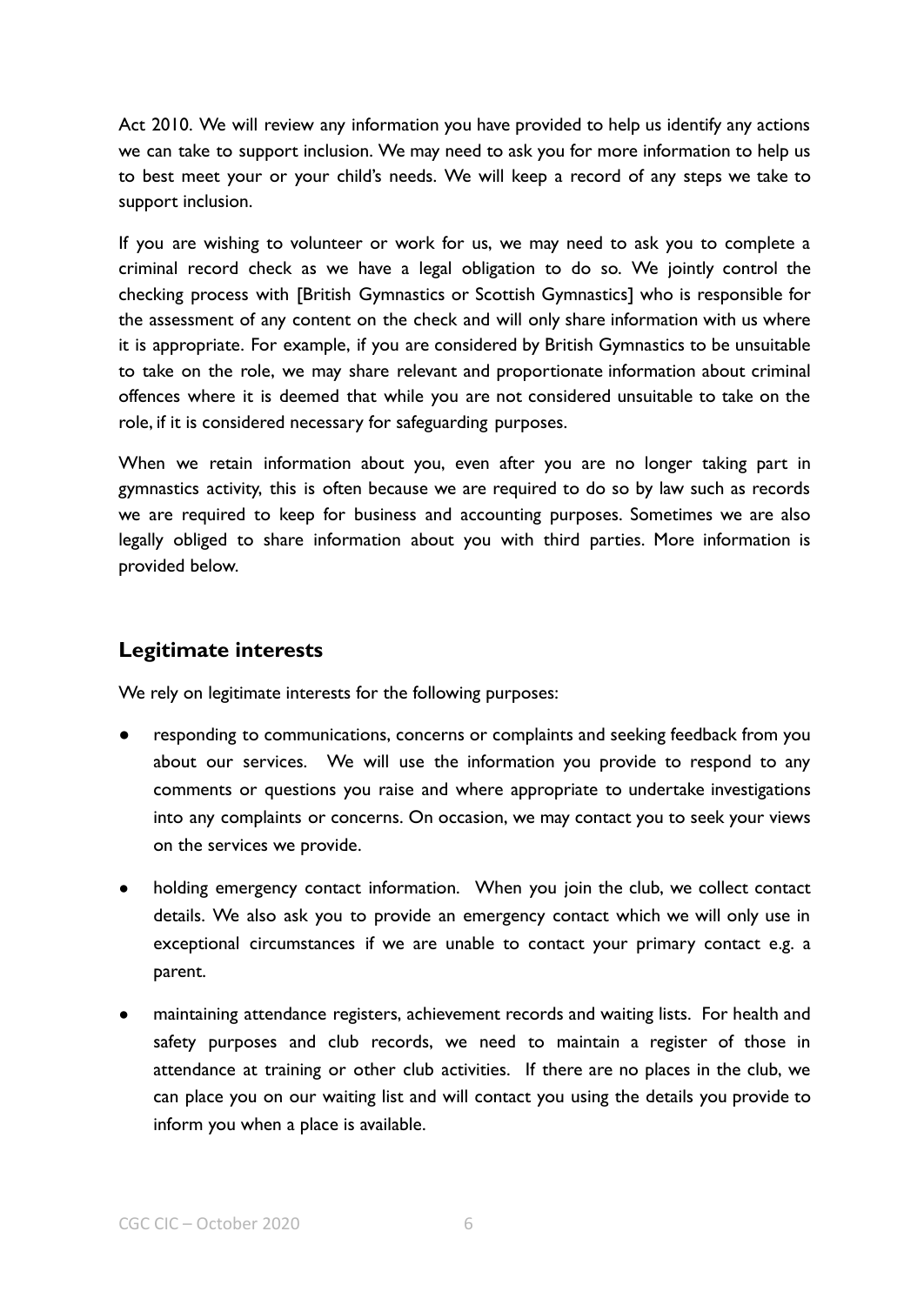Act 2010. We will review any information you have provided to help us identify any actions we can take to support inclusion. We may need to ask you for more information to help us to best meet your or your child's needs. We will keep a record of any steps we take to support inclusion.

If you are wishing to volunteer or work for us, we may need to ask you to complete a criminal record check as we have a legal obligation to do so. We jointly control the checking process with [British Gymnastics or Scottish Gymnastics] who is responsible for the assessment of any content on the check and will only share information with us where it is appropriate. For example, if you are considered by British Gymnastics to be unsuitable to take on the role, we may share relevant and proportionate information about criminal offences where it is deemed that while you are not considered unsuitable to take on the role, if it is considered necessary for safeguarding purposes.

When we retain information about you, even after you are no longer taking part in gymnastics activity, this is often because we are required to do so by law such as records we are required to keep for business and accounting purposes. Sometimes we are also legally obliged to share information about you with third parties. More information is provided below.

## Legitimate interests

We rely on legitimate interests for the following purposes:

- responding to communications, concerns or complaints and seeking feedback from you about our services. We will use the information you provide to respond to any comments or questions you raise and where appropriate to undertake investigations into any complaints or concerns. On occasion, we may contact you to seek your views on the services we provide.
- holding emergency contact information. When you join the club, we collect contact details. We also ask you to provide an emergency contact which we will only use in exceptional circumstances if we are unable to contact your primary contact e.g. a parent.
- maintaining attendance registers, achievement records and waiting lists. For health and safety purposes and club records, we need to maintain a register of those in attendance at training or other club activities. If there are no places in the club, we can place you on our waiting list and will contact you using the details you provide to inform you when a place is available.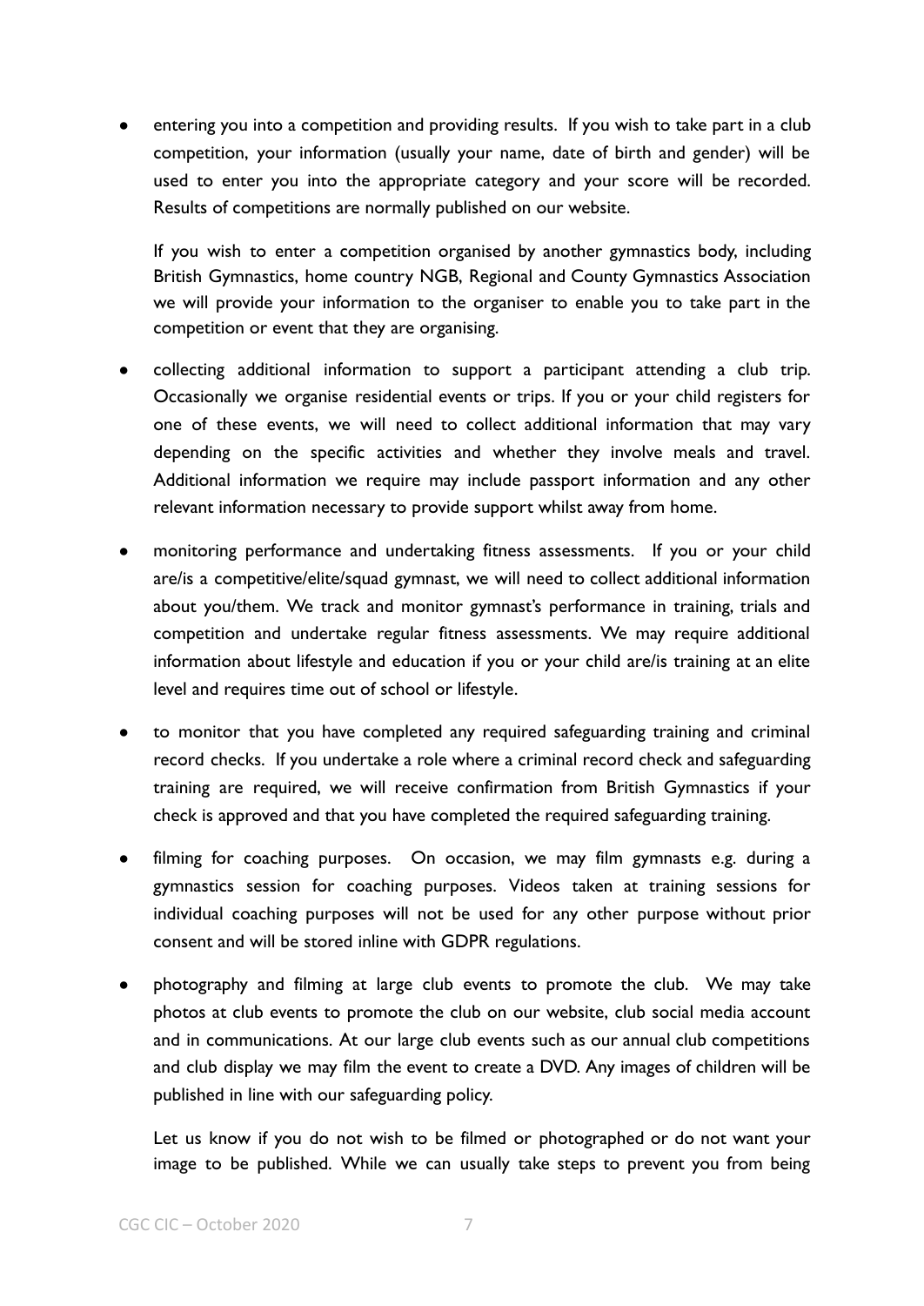- entering you into a competition and providing results. If you wish to take part in a club competition, your information (usually your name, date of birth and gender) will be used to enter you into the appropriate category and your score will be recorded. Results of competitions are normally published on our website.

  If you wish to enter a competition organised by another gymnastics body, including British Gymnastics, home country NGB, Regional and County Gymnastics Association we will provide your information to the organiser to enable you to take part in the competition or event that they are organising.

- collecting additional information to support a participant attending a club trip. Occasionally we organise residential events or trips. If you or your child registers for one of these events, we will need to collect additional information that may vary depending on the specific activities and whether they involve meals and travel. Additional information we require may include passport information and any other relevant information necessary to provide support whilst away from home.

- monitoring performance and undertaking fitness assessments. If you or your child are/is a competitive/elite/squad gymnast, we will need to collect additional information about you/them. We track and monitor gymnast's performance in training, trials and competition and undertake regular fitness assessments. We may require additional information about lifestyle and education if you or your child are/is training at an elite level and requires time out of school or lifestyle.

- to monitor that you have completed any required safeguarding training and criminal record checks. If you undertake a role where a criminal record check and safeguarding training are required, we will receive confirmation from British Gymnastics if your check is approved and that you have completed the required safeguarding training.

- filming for coaching purposes. On occasion, we may film gymnasts e.g. during a gymnastics session for coaching purposes. Videos taken at training sessions for individual coaching purposes will not be used for any other purpose without prior consent and will be stored inline with GDPR regulations.

- photography and filming at large club events to promote the club. We may take photos at club events to promote the club on our website, club social media account and in communications. At our large club events such as our annual club competitions and club display we may film the event to create a DVD. Any images of children will be published in line with our safeguarding policy.

  Let us know if you do not wish to be filmed or photographed or do not want your image to be published. While we can usually take steps to prevent you from being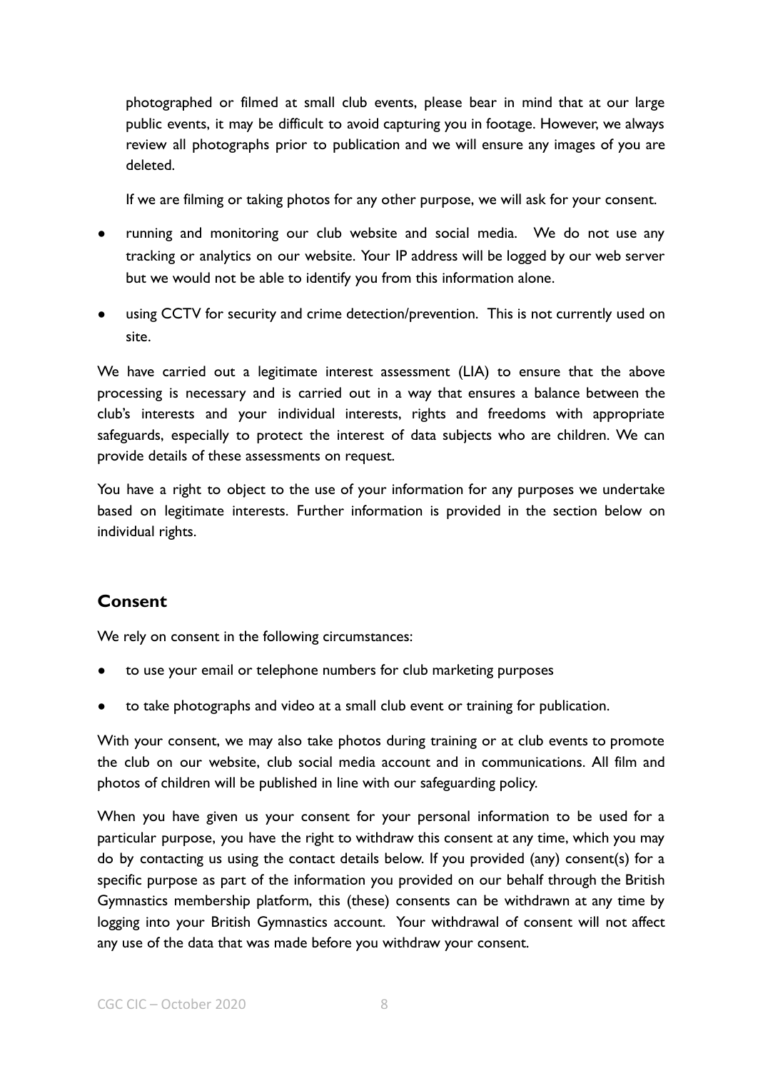photographed or filmed at small club events, please bear in mind that at our large public events, it may be difficult to avoid capturing you in footage. However, we always review all photographs prior to publication and we will ensure any images of you are deleted.

If we are filming or taking photos for any other purpose, we will ask for your consent.

- running and monitoring our club website and social media. We do not use any tracking or analytics on our website. Your IP address will be logged by our web server but we would not be able to identify you from this information alone.
- using CCTV for security and crime detection/prevention. This is not currently used on site.

We have carried out a legitimate interest assessment (LIA) to ensure that the above processing is necessary and is carried out in a way that ensures a balance between the club's interests and your individual interests, rights and freedoms with appropriate safeguards, especially to protect the interest of data subjects who are children. We can provide details of these assessments on request.

You have a right to object to the use of your information for any purposes we undertake based on legitimate interests. Further information is provided in the section below on individual rights.

## Consent

We rely on consent in the following circumstances:

- to use your email or telephone numbers for club marketing purposes
- to take photographs and video at a small club event or training for publication.

With your consent, we may also take photos during training or at club events to promote the club on our website, club social media account and in communications. All film and photos of children will be published in line with our safeguarding policy.

When you have given us your consent for your personal information to be used for a particular purpose, you have the right to withdraw this consent at any time, which you may do by contacting us using the contact details below. If you provided (any) consent(s) for a specific purpose as part of the information you provided on our behalf through the British Gymnastics membership platform, this (these) consents can be withdrawn at any time by logging into your British Gymnastics account. Your withdrawal of consent will not affect any use of the data that was made before you withdraw your consent.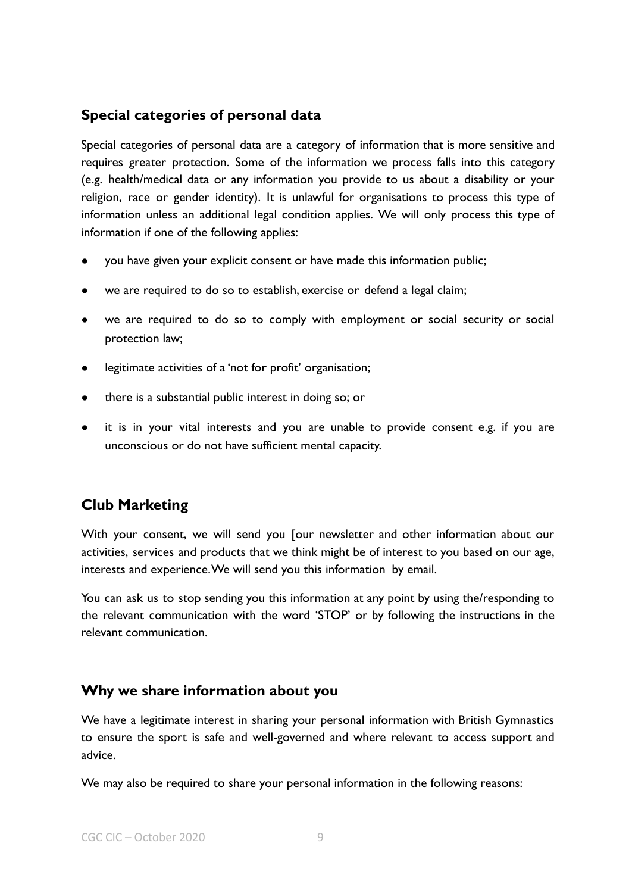## Special categories of personal data

Special categories of personal data are a category of information that is more sensitive and requires greater protection. Some of the information we process falls into this category (e.g. health/medical data or any information you provide to us about a disability or your religion, race or gender identity). It is unlawful for organisations to process this type of information unless an additional legal condition applies. We will only process this type of information if one of the following applies:

- you have given your explicit consent or have made this information public;
- we are required to do so to establish, exercise or defend a legal claim;
- we are required to do so to comply with employment or social security or social protection law;
- legitimate activities of a 'not for profit' organisation;
- there is a substantial public interest in doing so; or
- it is in your vital interests and you are unable to provide consent e.g. if you are unconscious or do not have sufficient mental capacity.

## Club Marketing

With your consent, we will send you [our newsletter and other information about our activities, services and products that we think might be of interest to you based on our age, interests and experience. We will send you this information by email.

You can ask us to stop sending you this information at any point by using the/responding to the relevant communication with the word 'STOP' or by following the instructions in the relevant communication.

## Why we share information about you

We have a legitimate interest in sharing your personal information with British Gymnastics to ensure the sport is safe and well-governed and where relevant to access support and advice.

We may also be required to share your personal information in the following reasons: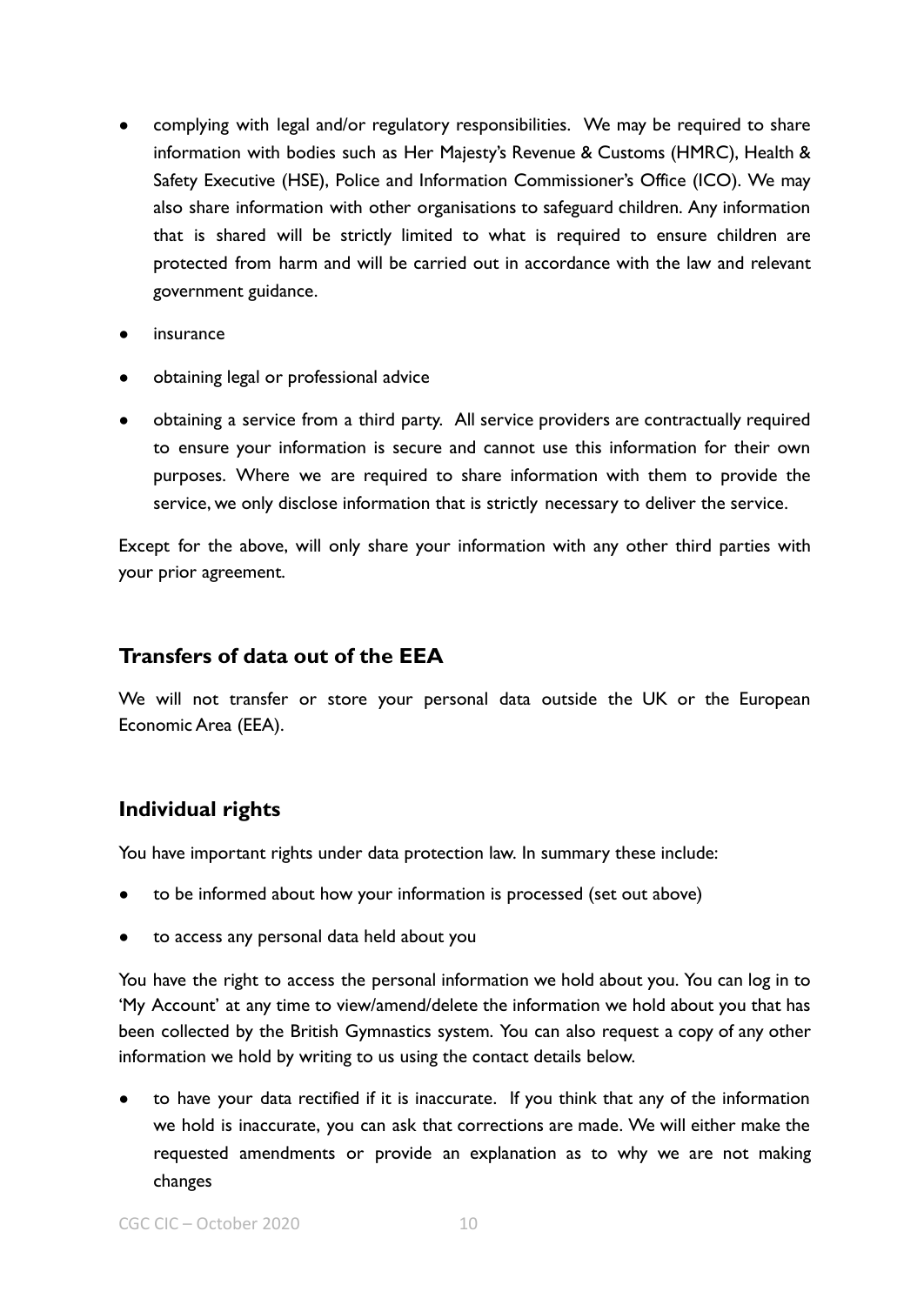- complying with legal and/or regulatory responsibilities. We may be required to share information with bodies such as Her Majesty's Revenue & Customs (HMRC), Health & Safety Executive (HSE), Police and Information Commissioner's Office (ICO). We may also share information with other organisations to safeguard children. Any information that is shared will be strictly limited to what is required to ensure children are protected from harm and will be carried out in accordance with the law and relevant government guidance.
- insurance
- obtaining legal or professional advice
- obtaining a service from a third party. All service providers are contractually required to ensure your information is secure and cannot use this information for their own purposes. Where we are required to share information with them to provide the service, we only disclose information that is strictly necessary to deliver the service.

Except for the above, will only share your information with any other third parties with your prior agreement.

## Transfers of data out of the EEA

We will not transfer or store your personal data outside the UK or the European Economic Area (EEA).

## Individual rights

You have important rights under data protection law. In summary these include:

- to be informed about how your information is processed (set out above)
- to access any personal data held about you

You have the right to access the personal information we hold about you. You can log in to 'My Account' at any time to view/amend/delete the information we hold about you that has been collected by the British Gymnastics system. You can also request a copy of any other information we hold by writing to us using the contact details below.

- to have your data rectified if it is inaccurate. If you think that any of the information we hold is inaccurate, you can ask that corrections are made. We will either make the requested amendments or provide an explanation as to why we are not making changes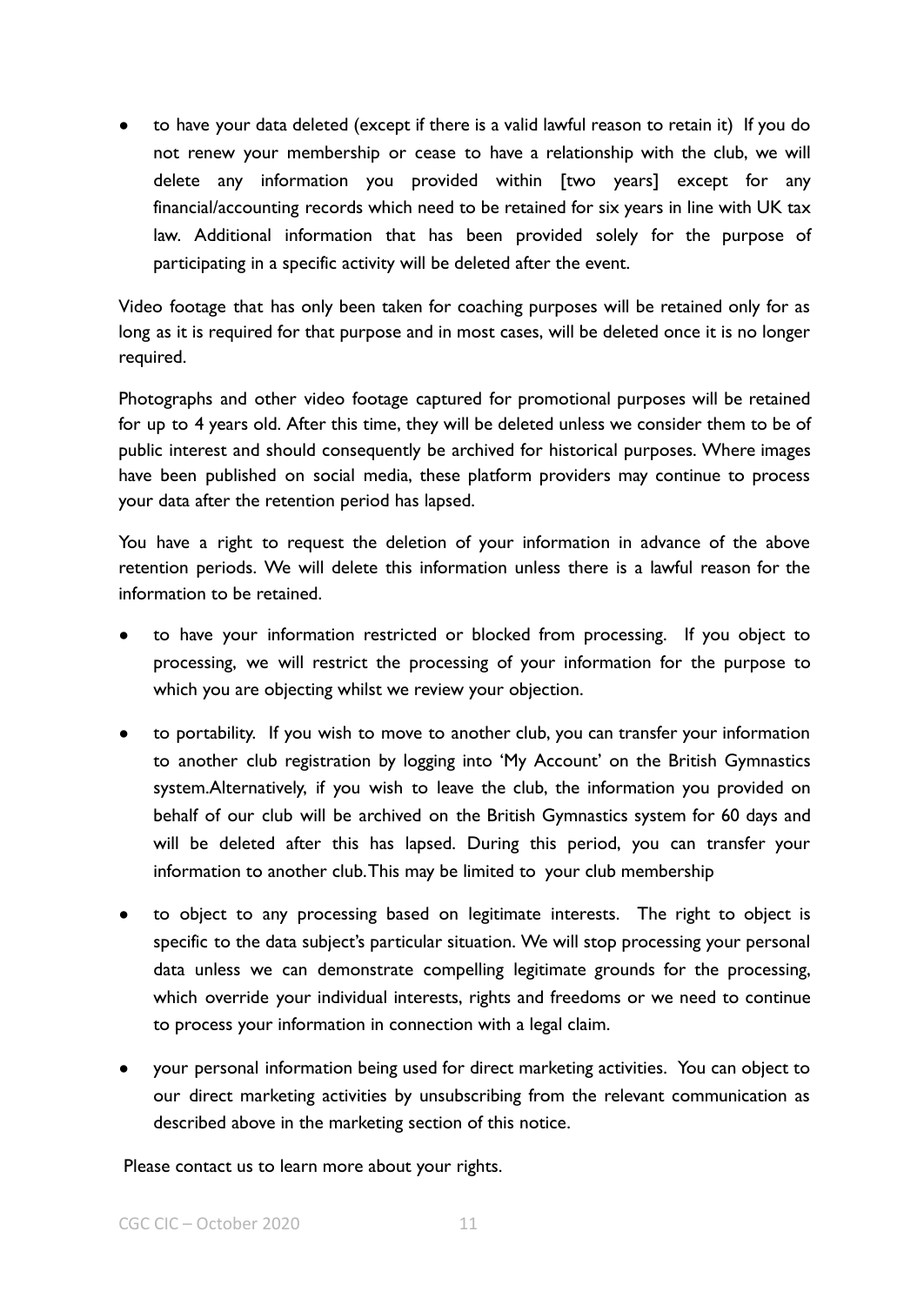- to have your data deleted (except if there is a valid lawful reason to retain it) If you do not renew your membership or cease to have a relationship with the club, we will delete any information you provided within [two years] except for any financial/accounting records which need to be retained for six years in line with UK tax law. Additional information that has been provided solely for the purpose of participating in a specific activity will be deleted after the event.

Video footage that has only been taken for coaching purposes will be retained only for as long as it is required for that purpose and in most cases, will be deleted once it is no longer required.

Photographs and other video footage captured for promotional purposes will be retained for up to 4 years old. After this time, they will be deleted unless we consider them to be of public interest and should consequently be archived for historical purposes. Where images have been published on social media, these platform providers may continue to process your data after the retention period has lapsed.

You have a right to request the deletion of your information in advance of the above retention periods. We will delete this information unless there is a lawful reason for the information to be retained.

- to have your information restricted or blocked from processing. If you object to processing, we will restrict the processing of your information for the purpose to which you are objecting whilst we review your objection.

- to portability. If you wish to move to another club, you can transfer your information to another club registration by logging into 'My Account' on the British Gymnastics system.Alternatively, if you wish to leave the club, the information you provided on behalf of our club will be archived on the British Gymnastics system for 60 days and will be deleted after this has lapsed. During this period, you can transfer your information to another club.This may be limited to your club membership

- to object to any processing based on legitimate interests. The right to object is specific to the data subject's particular situation. We will stop processing your personal data unless we can demonstrate compelling legitimate grounds for the processing, which override your individual interests, rights and freedoms or we need to continue to process your information in connection with a legal claim.

- your personal information being used for direct marketing activities. You can object to our direct marketing activities by unsubscribing from the relevant communication as described above in the marketing section of this notice.

Please contact us to learn more about your rights.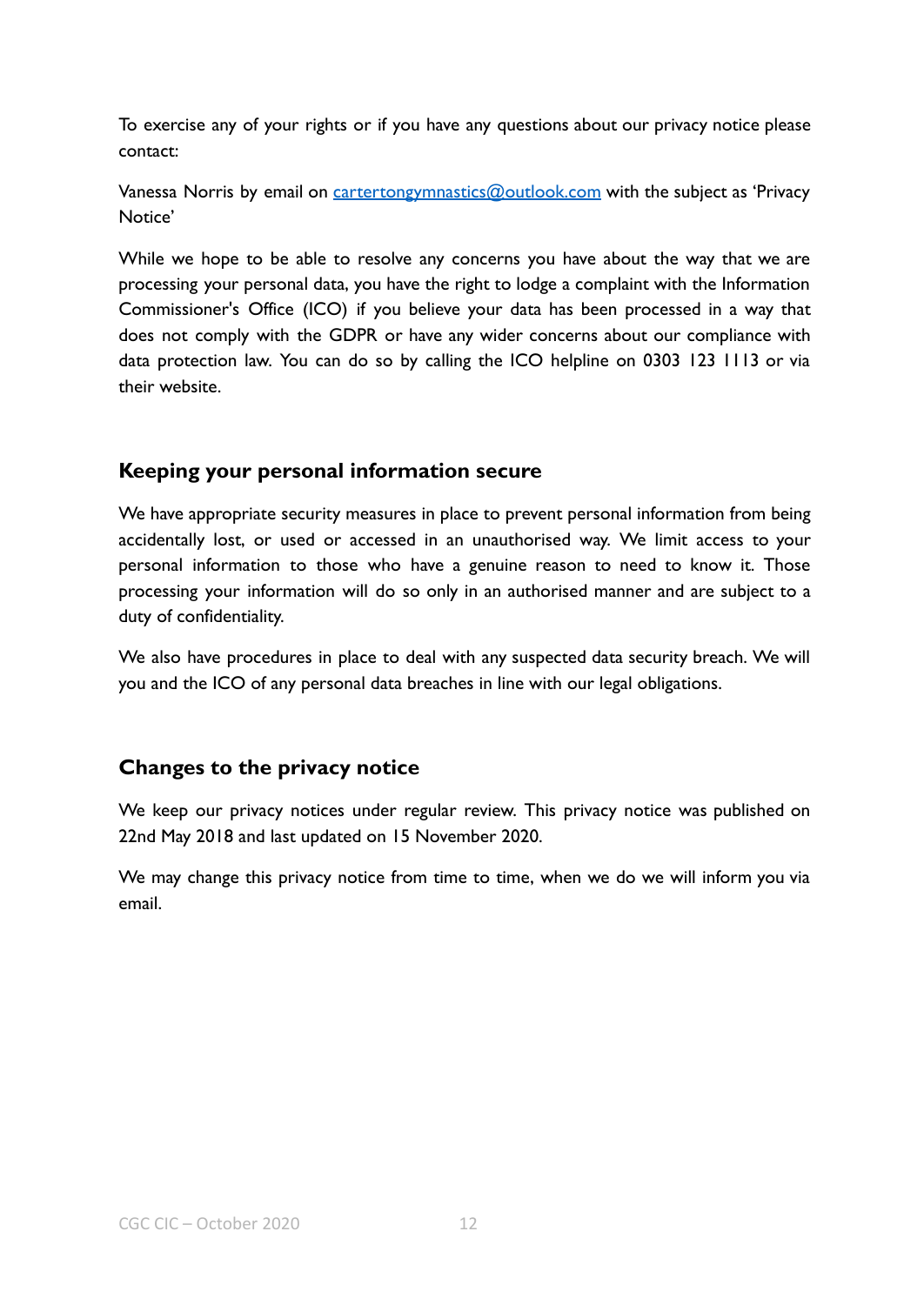To exercise any of your rights or if you have any questions about our privacy notice please contact:

Vanessa Norris by email on [cartertongymnastics@outlook.com](mailto:cartertongymnastics@outlook.com) with the subject as 'Privacy Notice'

While we hope to be able to resolve any concerns you have about the way that we are processing your personal data, you have the right to lodge a complaint with the Information Commissioner's Office (ICO) if you believe your data has been processed in a way that does not comply with the GDPR or have any wider concerns about our compliance with data protection law. You can do so by calling the ICO helpline on 0303 123 1113 or via their website.

## Keeping your personal information secure

We have appropriate security measures in place to prevent personal information from being accidentally lost, or used or accessed in an unauthorised way. We limit access to your personal information to those who have a genuine reason to need to know it. Those processing your information will do so only in an authorised manner and are subject to a duty of confidentiality.

We also have procedures in place to deal with any suspected data security breach. We will you and the ICO of any personal data breaches in line with our legal obligations.

## Changes to the privacy notice

We keep our privacy notices under regular review. This privacy notice was published on 22nd May 2018 and last updated on 15 November 2020.

We may change this privacy notice from time to time, when we do we will inform you via email.